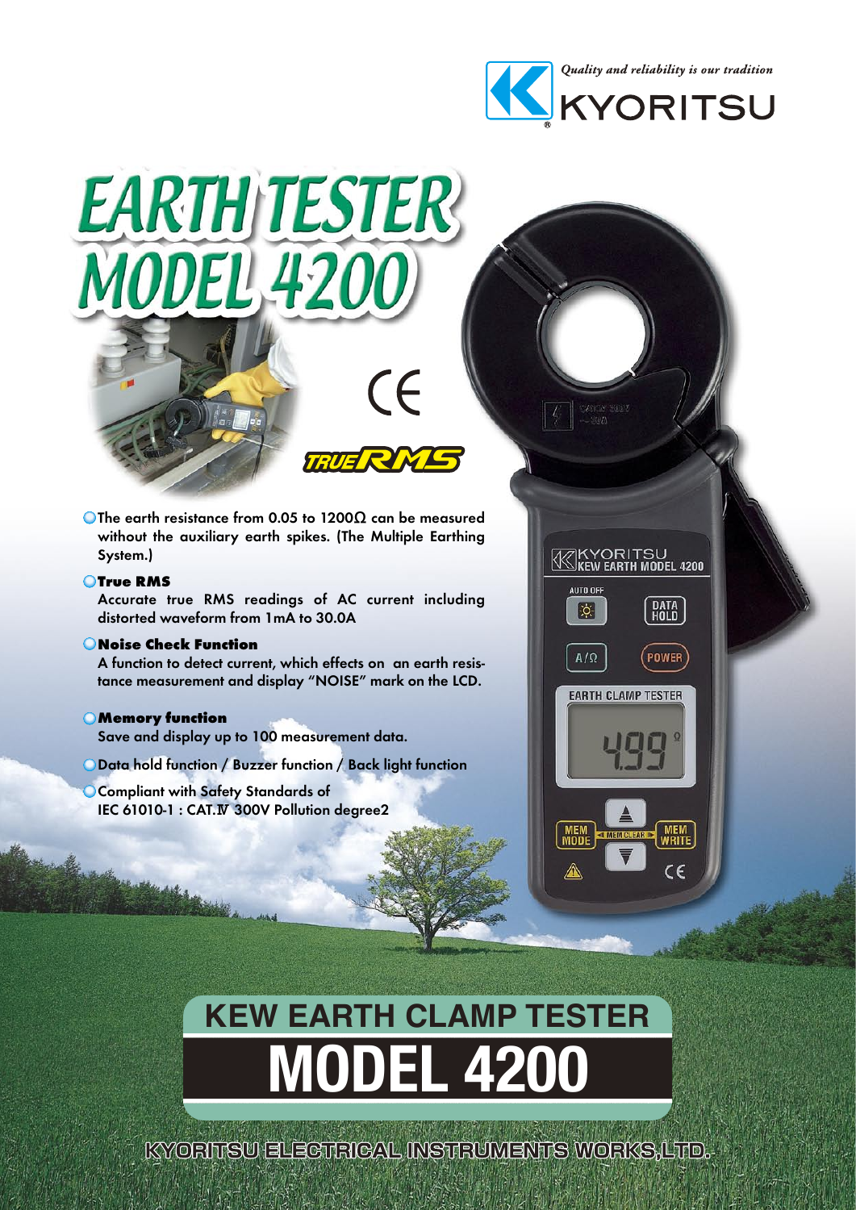*Quality and reliability is our tradition*

KYORITSU

# EARTH TESTER MODEL 4200

TRUE RMS

- The earth resistance from 0.05 to 1200Ω can be measured without the auxiliary earth spikes. (The Multiple Earthing System.)
- **True RMS**
  Accurate true RMS readings of AC current including distorted waveform from 1mA to 30.0A
- **Noise Check Function**
  A function to detect current, which effects on an earth resistance measurement and display "NOISE" mark on the LCD.
- **Memory function**
  Save and display up to 100 measurement data.
- Data hold function / Buzzer function / Back light function
- Compliant with Safety Standards of
  IEC 61010-1 : CAT.Ⅳ 300V Pollution degree2

## KEW EARTH CLAMP TESTER

# MODEL 4200

KYORITSU ELECTRICAL INSTRUMENTS WORKS,LTD.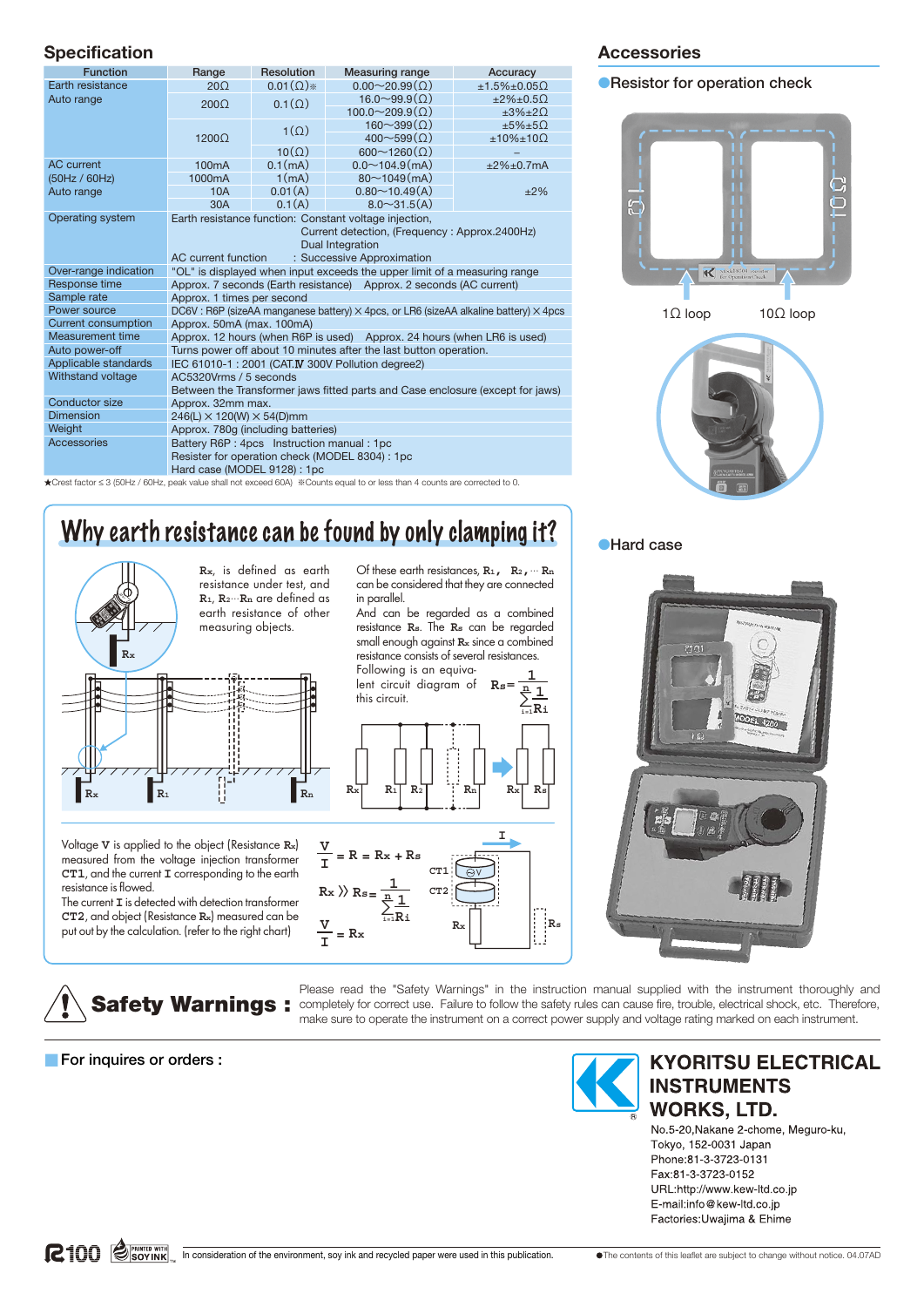## Specification

| Function | Range | Resolution | Measuring range | Accuracy |
|---|---|---|---|---|
| Earth resistance | 20Ω | 0.01(Ω)※ | 0.00～20.99(Ω) | ±1.5%±0.05Ω |
| Auto range | 200Ω | 0.1(Ω) | 16.0～99.9(Ω) | ±2%±0.5Ω |
| | | | 100.0～209.9(Ω) | ±3%±2Ω |
| | 1200Ω | 1(Ω) | 160～399(Ω) | ±5%±5Ω |
| | | | 400～599(Ω) | ±10%±10Ω |
| | | 10(Ω) | 600～1260(Ω) | – |
| AC current | 100mA | 0.1(mA) | 0.0～104.9(mA) | ±2%±0.7mA |
| (50Hz / 60Hz) | 1000mA | 1(mA) | 80～1049(mA) | ±2% |
| Auto range | 10A | 0.01(A) | 0.80～10.49(A) | |
| | 30A | 0.1(A) | 8.0～31.5(A) | |
| Operating system | Earth resistance function: Constant voltage injection, Current detection, (Frequency : Approx.2400Hz) Dual Integration<br>AC current function : Successive Approximation | | | |
| Over-range indication | "OL" is displayed when input exceeds the upper limit of a measuring range | | | |
| Response time | Approx. 7 seconds (Earth resistance) Approx. 2 seconds (AC current) | | | |
| Sample rate | Approx. 1 times per second | | | |
| Power source | DC6V : R6P (sizeAA manganese battery) × 4pcs, or LR6 (sizeAA alkaline battery) × 4pcs | | | |
| Current consumption | Approx. 50mA (max. 100mA) | | | |
| Measurement time | Approx. 12 hours (when R6P is used) Approx. 24 hours (when LR6 is used) | | | |
| Auto power-off | Turns power off about 10 minutes after the last button operation. | | | |
| Applicable standards | IEC 61010-1 : 2001 (CAT.Ⅳ 300V Pollution degree2) | | | |
| Withstand voltage | AC5320Vrms / 5 seconds<br>Between the Transformer jaws fitted parts and Case enclosure (except for jaws) | | | |
| Conductor size | Approx. 32mm max. | | | |
| Dimension | 246(L) × 120(W) × 54(D)mm | | | |
| Weight | Approx. 780g (including batteries) | | | |
| Accessories | Battery R6P : 4pcs Instruction manual : 1pc<br>Resister for operation check (MODEL 8304) : 1pc<br>Hard case (MODEL 9128) : 1pc | | | |

★Crest factor ≤ 3 (50Hz / 60Hz, peak value shall not exceed 60A) ※Counts equal to or less than 4 counts are corrected to 0.

## Accessories

● Resistor for operation check

1Ω loop 10Ω loop

● Hard case

## Why earth resistance can be found by only clamping it?

$R_x$, is defined as earth resistance under test, and $R_1$, $R_2 \cdots R_n$ are defined as earth resistance of other measuring objects.

Of these earth resistances, $R_1$, $R_2$, $\cdots R_n$ can be considered that they are connected in parallel.
And can be regarded as a combined resistance $R_s$. The $R_s$ can be regarded small enough against $R_x$ since a combined resistance consists of several resistances.
Following is an equivalent circuit diagram of this circuit.

$$R_s = \frac{1}{\sum_{i=1}^{n} \frac{1}{R_i}}$$

Voltage $V$ is applied to the object (Resistance $R_x$) measured from the voltage injection transformer CT1, and the current $I$ corresponding to the earth resistance is flowed.
The current $I$ is detected with detection transformer CT2, and object (Resistance $R_x$) measured can be put out by the calculation. (refer to the right chart)

$$\frac{V}{I} = R = R_x + R_s$$

$$R_x \gg R_s = \frac{1}{\sum_{i=1}^{n} \frac{1}{R_i}}$$

$$\frac{V}{I} = R_x$$

**Safety Warnings :** Please read the "Safety Warnings" in the instruction manual supplied with the instrument thoroughly and completely for correct use. Failure to follow the safety rules can cause fire, trouble, electrical shock, etc. Therefore, make sure to operate the instrument on a correct power supply and voltage rating marked on each instrument.

For inquires or orders :

**KYORITSU ELECTRICAL INSTRUMENTS WORKS, LTD.**

No.5-20,Nakane 2-chome, Meguro-ku,
Tokyo, 152-0031 Japan
Phone:81-3-3723-0131
Fax:81-3-3723-0152
URL:http://www.kew-ltd.co.jp
E-mail:info@kew-ltd.co.jp
Factories:Uwajima & Ehime

In consideration of the environment, soy ink and recycled paper were used in this publication.

●The contents of this leaflet are subject to change without notice. 04.07AD